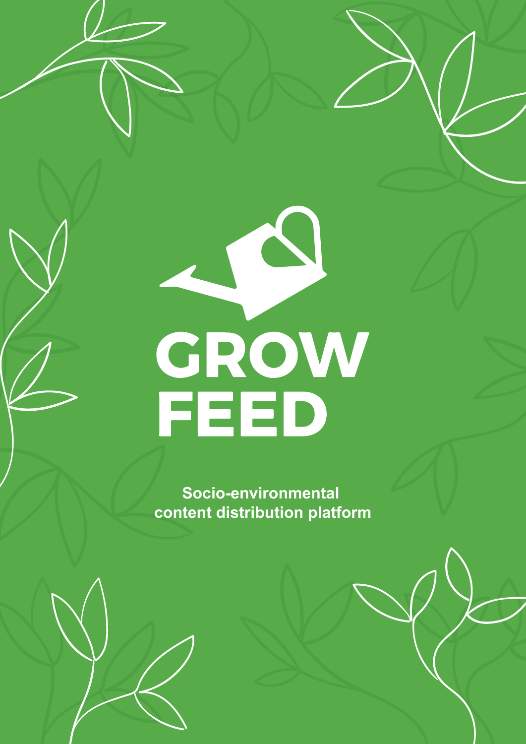# GROW FEED

**Socio-environmental content distribution platform**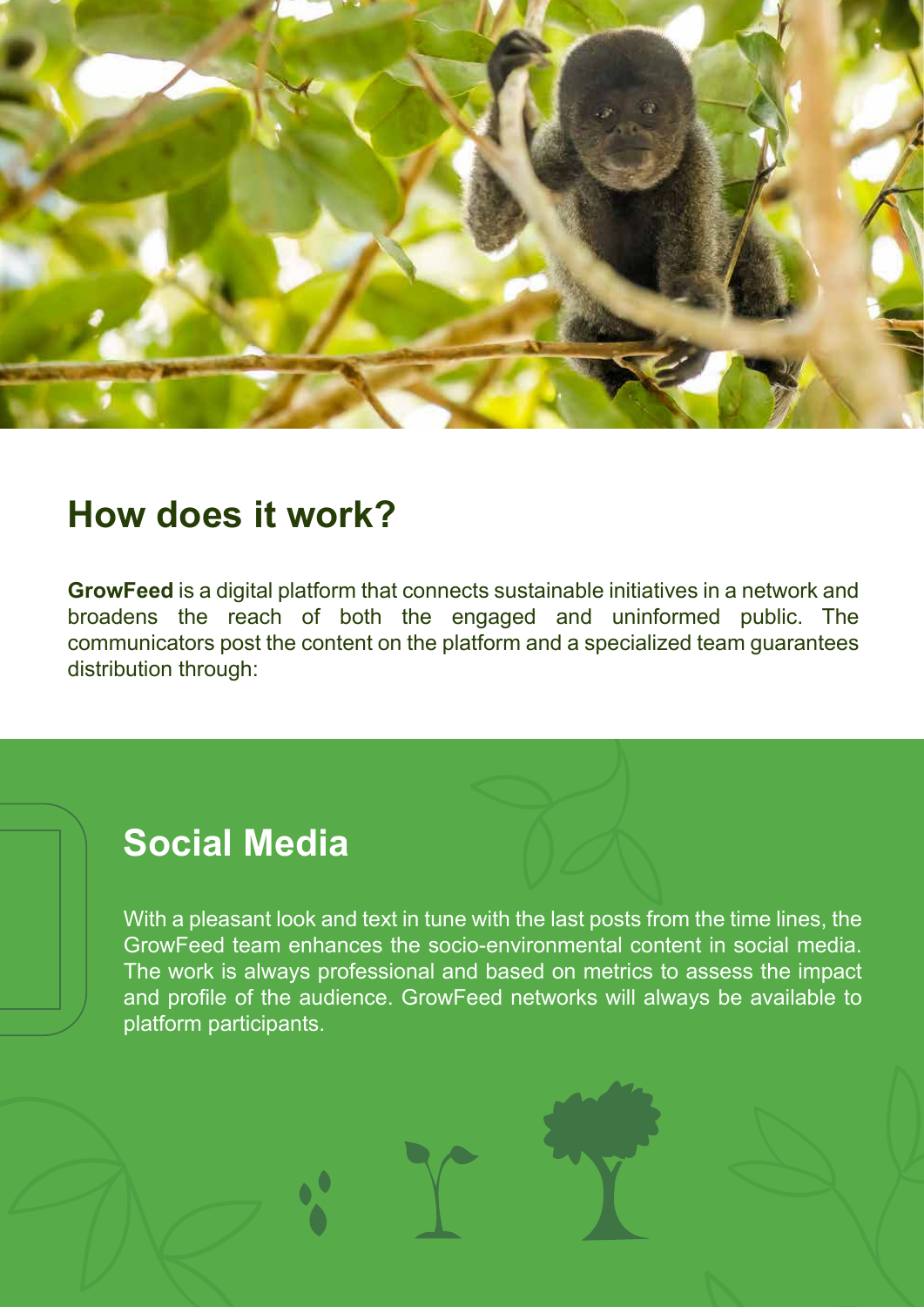## How does it work?

**GrowFeed** is a digital platform that connects sustainable initiatives in a network and broadens the reach of both the engaged and uninformed public. The communicators post the content on the platform and a specialized team guarantees distribution through:

## Social Media

With a pleasant look and text in tune with the last posts from the time lines, the GrowFeed team enhances the socio-environmental content in social media. The work is always professional and based on metrics to assess the impact and profile of the audience. GrowFeed networks will always be available to platform participants.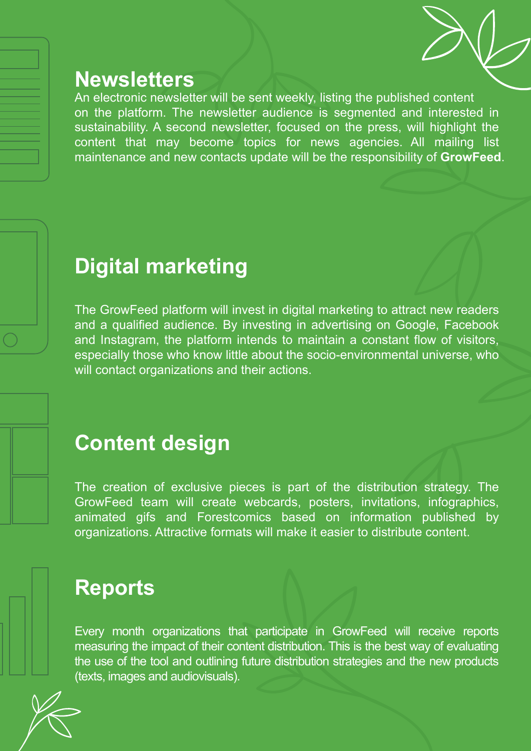## Newsletters

An electronic newsletter will be sent weekly, listing the published content on the platform. The newsletter audience is segmented and interested in sustainability. A second newsletter, focused on the press, will highlight the content that may become topics for news agencies. All mailing list maintenance and new contacts update will be the responsibility of **GrowFeed**.

## Digital marketing

The GrowFeed platform will invest in digital marketing to attract new readers and a qualified audience. By investing in advertising on Google, Facebook and Instagram, the platform intends to maintain a constant flow of visitors, especially those who know little about the socio-environmental universe, who will contact organizations and their actions.

## Content design

The creation of exclusive pieces is part of the distribution strategy. The GrowFeed team will create webcards, posters, invitations, infographics, animated gifs and Forestcomics based on information published by organizations. Attractive formats will make it easier to distribute content.

## Reports

Every month organizations that participate in GrowFeed will receive reports measuring the impact of their content distribution. This is the best way of evaluating the use of the tool and outlining future distribution strategies and the new products (texts, images and audiovisuals).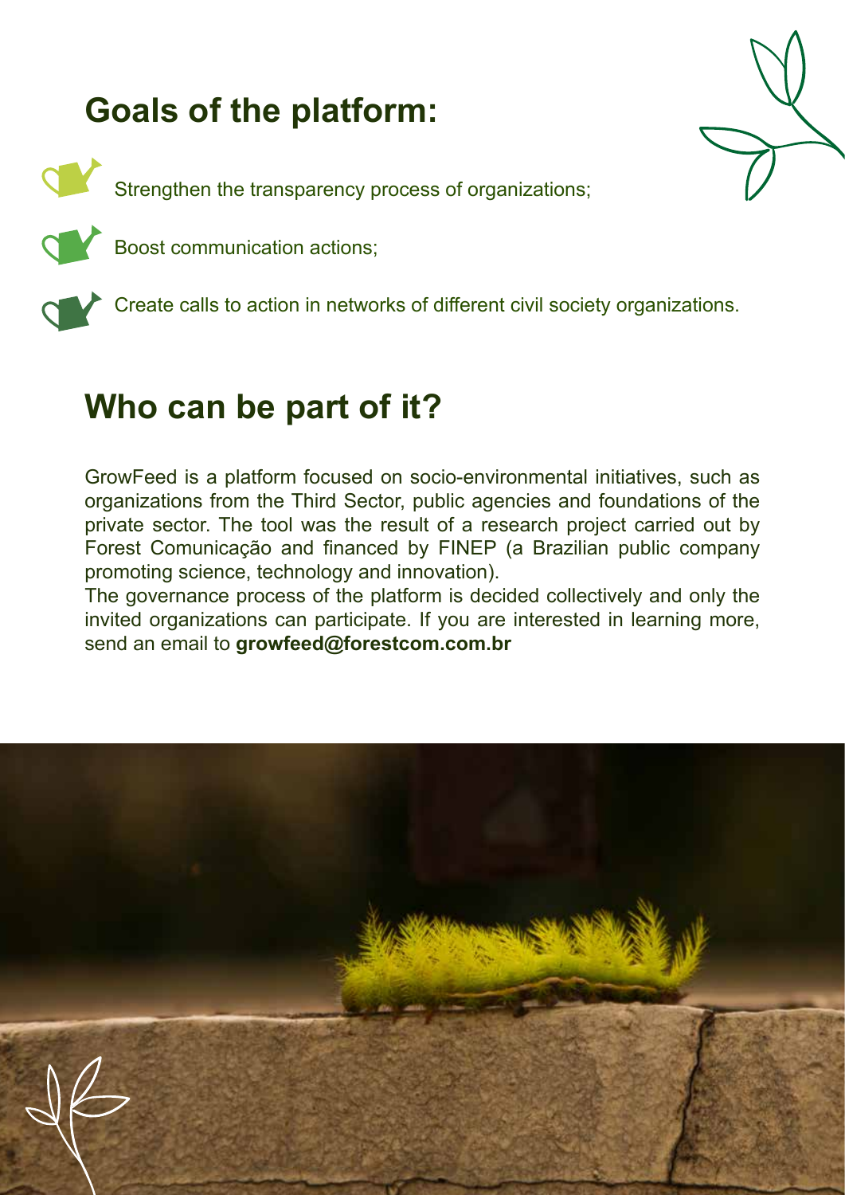## Goals of the platform:

- Strengthen the transparency process of organizations;
- Boost communication actions;
- Create calls to action in networks of different civil society organizations.

## Who can be part of it?

GrowFeed is a platform focused on socio-environmental initiatives, such as organizations from the Third Sector, public agencies and foundations of the private sector. The tool was the result of a research project carried out by Forest Comunicação and financed by FINEP (a Brazilian public company promoting science, technology and innovation).

The governance process of the platform is decided collectively and only the invited organizations can participate. If you are interested in learning more, send an email to **growfeed@forestcom.com.br**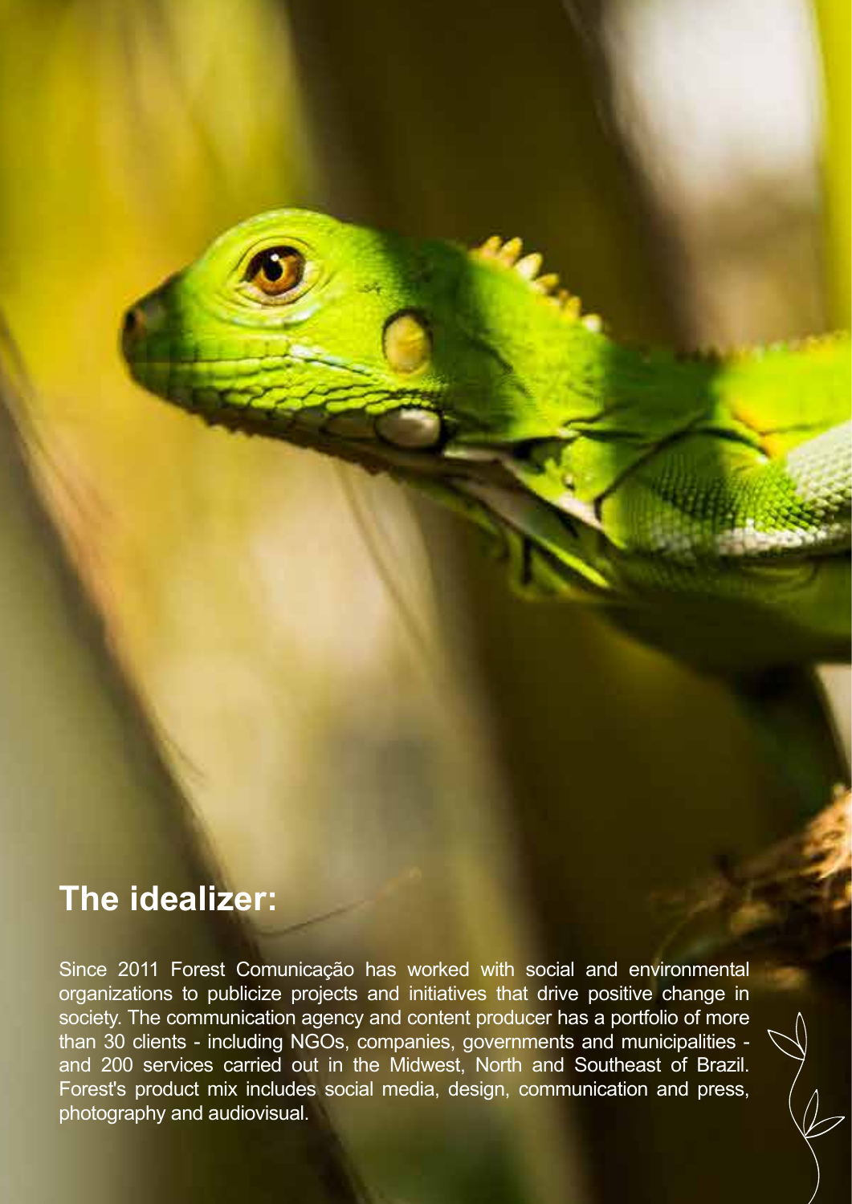## The idealizer:

Since 2011 Forest Comunicação has worked with social and environmental organizations to publicize projects and initiatives that drive positive change in society. The communication agency and content producer has a portfolio of more than 30 clients - including NGOs, companies, governments and municipalities - and 200 services carried out in the Midwest, North and Southeast of Brazil. Forest's product mix includes social media, design, communication and press, photography and audiovisual.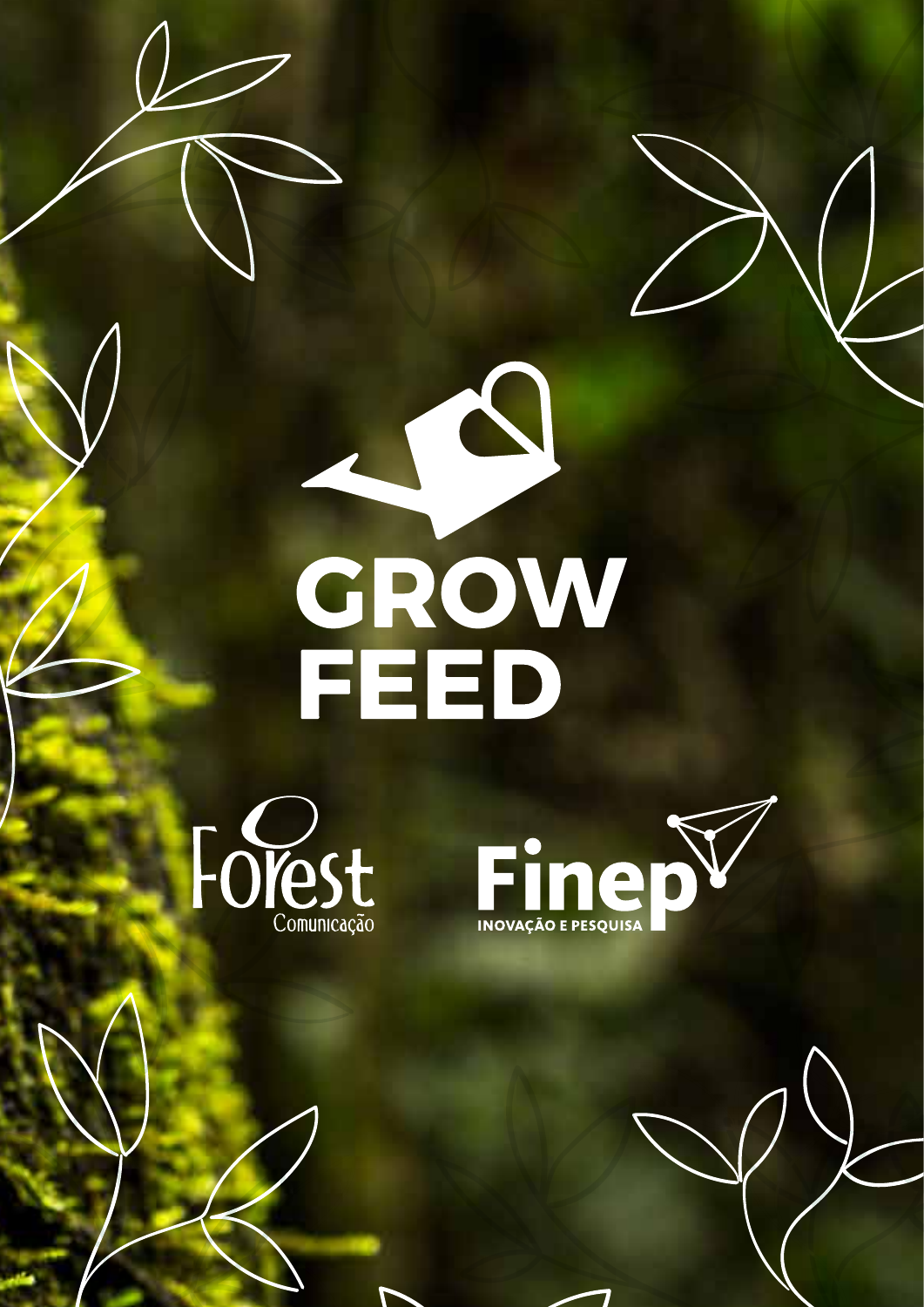# GROW FEED

Forest
Comunicação

Finep
INOVAÇÃO E PESQUISA